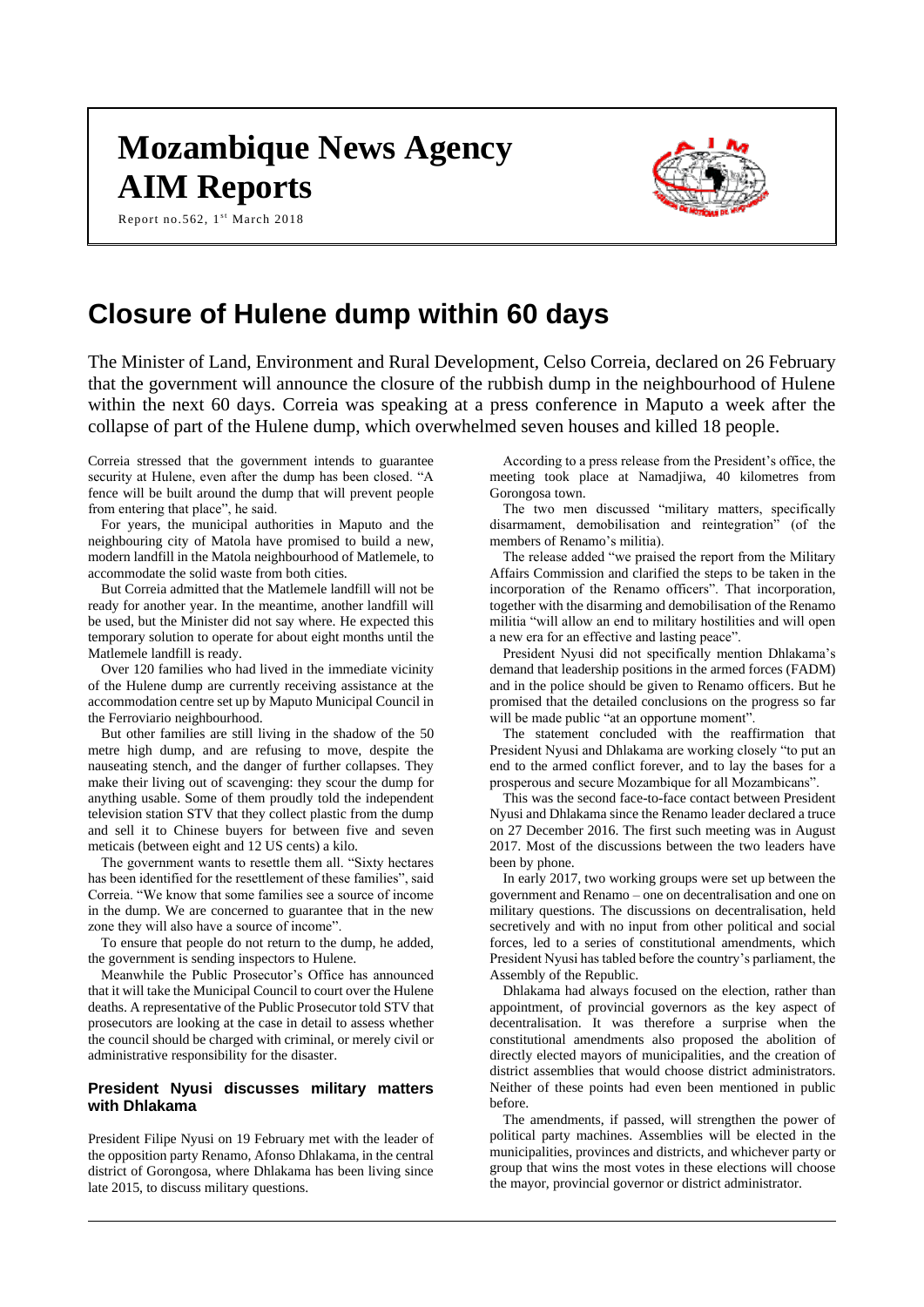# Mozambique News Agency AIM Reports

Report no.562, 1st March 2018

# Closure of Hulene dump within 60 days

The Minister of Land, Environment and Rural Development, Celso Correia, declared on 26 February that the government will announce the closure of the rubbish dump in the neighbourhood of Hulene within the next 60 days. Correia was speaking at a press conference in Maputo a week after the collapse of part of the Hulene dump, which overwhelmed seven houses and killed 18 people.

Correia stressed that the government intends to guarantee security at Hulene, even after the dump has been closed. "A fence will be built around the dump that will prevent people from entering that place", he said.

For years, the municipal authorities in Maputo and the neighbouring city of Matola have promised to build a new, modern landfill in the Matola neighbourhood of Matlemele, to accommodate the solid waste from both cities.

But Correia admitted that the Matlemele landfill will not be ready for another year. In the meantime, another landfill will be used, but the Minister did not say where. He expected this temporary solution to operate for about eight months until the Matlemele landfill is ready.

Over 120 families who had lived in the immediate vicinity of the Hulene dump are currently receiving assistance at the accommodation centre set up by Maputo Municipal Council in the Ferroviario neighbourhood.

But other families are still living in the shadow of the 50 metre high dump, and are refusing to move, despite the nauseating stench, and the danger of further collapses. They make their living out of scavenging: they scour the dump for anything usable. Some of them proudly told the independent television station STV that they collect plastic from the dump and sell it to Chinese buyers for between five and seven meticais (between eight and 12 US cents) a kilo.

The government wants to resettle them all. "Sixty hectares has been identified for the resettlement of these families", said Correia. "We know that some families see a source of income in the dump. We are concerned to guarantee that in the new zone they will also have a source of income".

To ensure that people do not return to the dump, he added, the government is sending inspectors to Hulene.

Meanwhile the Public Prosecutor's Office has announced that it will take the Municipal Council to court over the Hulene deaths. A representative of the Public Prosecutor told STV that prosecutors are looking at the case in detail to assess whether the council should be charged with criminal, or merely civil or administrative responsibility for the disaster.

### President Nyusi discusses military matters with Dhlakama

President Filipe Nyusi on 19 February met with the leader of the opposition party Renamo, Afonso Dhlakama, in the central district of Gorongosa, where Dhlakama has been living since late 2015, to discuss military questions.

According to a press release from the President's office, the meeting took place at Namadjiwa, 40 kilometres from Gorongosa town.

The two men discussed "military matters, specifically disarmament, demobilisation and reintegration" (of the members of Renamo's militia).

The release added "we praised the report from the Military Affairs Commission and clarified the steps to be taken in the incorporation of the Renamo officers". That incorporation, together with the disarming and demobilisation of the Renamo militia "will allow an end to military hostilities and will open a new era for an effective and lasting peace".

President Nyusi did not specifically mention Dhlakama's demand that leadership positions in the armed forces (FADM) and in the police should be given to Renamo officers. But he promised that the detailed conclusions on the progress so far will be made public "at an opportune moment".

The statement concluded with the reaffirmation that President Nyusi and Dhlakama are working closely "to put an end to the armed conflict forever, and to lay the bases for a prosperous and secure Mozambique for all Mozambicans".

This was the second face-to-face contact between President Nyusi and Dhlakama since the Renamo leader declared a truce on 27 December 2016. The first such meeting was in August 2017. Most of the discussions between the two leaders have been by phone.

In early 2017, two working groups were set up between the government and Renamo – one on decentralisation and one on military questions. The discussions on decentralisation, held secretively and with no input from other political and social forces, led to a series of constitutional amendments, which President Nyusi has tabled before the country's parliament, the Assembly of the Republic.

Dhlakama had always focused on the election, rather than appointment, of provincial governors as the key aspect of decentralisation. It was therefore a surprise when the constitutional amendments also proposed the abolition of directly elected mayors of municipalities, and the creation of district assemblies that would choose district administrators. Neither of these points had even been mentioned in public before.

The amendments, if passed, will strengthen the power of political party machines. Assemblies will be elected in the municipalities, provinces and districts, and whichever party or group that wins the most votes in these elections will choose the mayor, provincial governor or district administrator.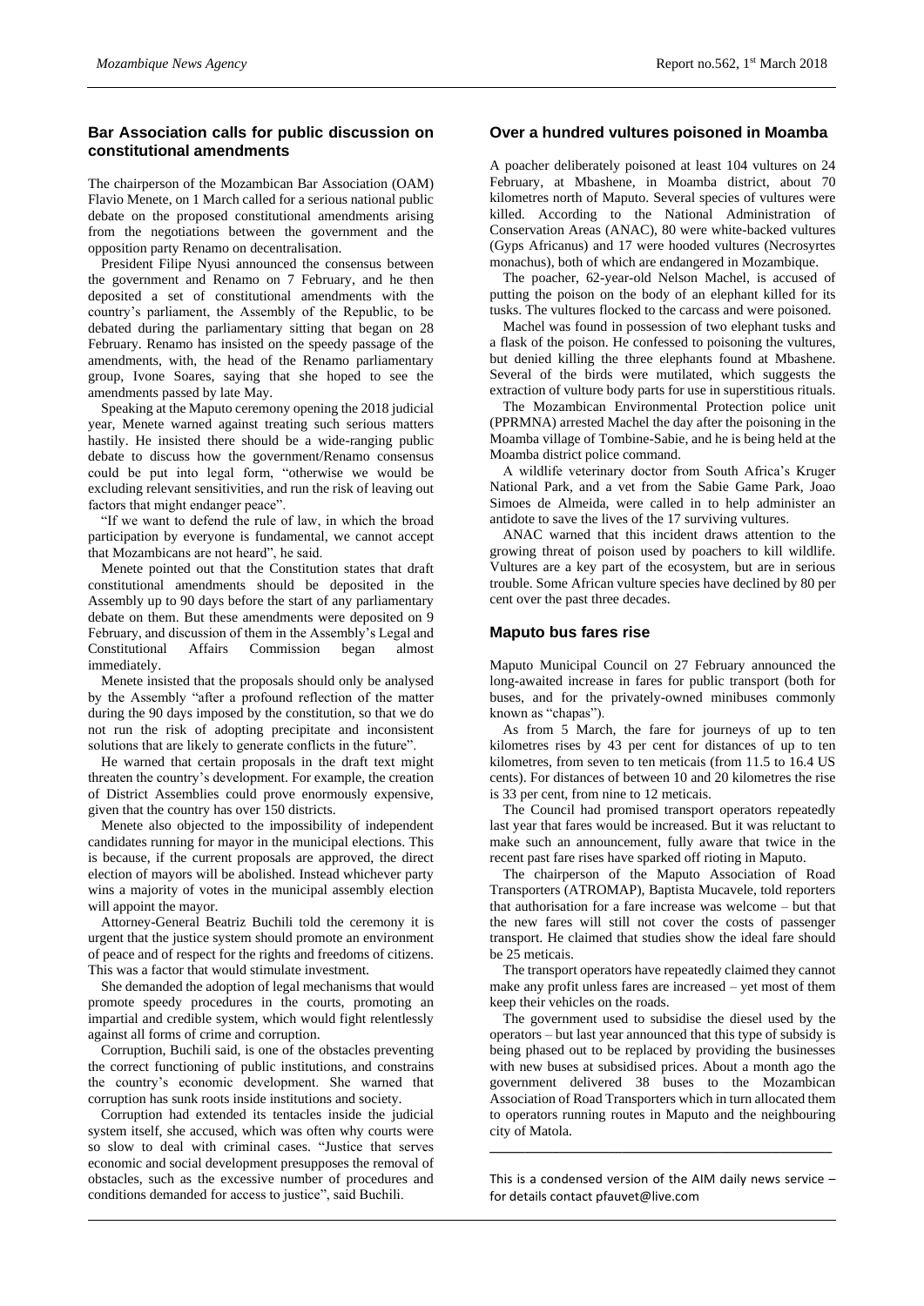## Bar Association calls for public discussion on constitutional amendments

The chairperson of the Mozambican Bar Association (OAM) Flavio Menete, on 1 March called for a serious national public debate on the proposed constitutional amendments arising from the negotiations between the government and the opposition party Renamo on decentralisation.

President Filipe Nyusi announced the consensus between the government and Renamo on 7 February, and he then deposited a set of constitutional amendments with the country's parliament, the Assembly of the Republic, to be debated during the parliamentary sitting that began on 28 February. Renamo has insisted on the speedy passage of the amendments, with, the head of the Renamo parliamentary group, Ivone Soares, saying that she hoped to see the amendments passed by late May.

Speaking at the Maputo ceremony opening the 2018 judicial year, Menete warned against treating such serious matters hastily. He insisted there should be a wide-ranging public debate to discuss how the government/Renamo consensus could be put into legal form, "otherwise we would be excluding relevant sensitivities, and run the risk of leaving out factors that might endanger peace".

"If we want to defend the rule of law, in which the broad participation by everyone is fundamental, we cannot accept that Mozambicans are not heard", he said.

Menete pointed out that the Constitution states that draft constitutional amendments should be deposited in the Assembly up to 90 days before the start of any parliamentary debate on them. But these amendments were deposited on 9 February, and discussion of them in the Assembly's Legal and Constitutional Affairs Commission began almost immediately.

Menete insisted that the proposals should only be analysed by the Assembly "after a profound reflection of the matter during the 90 days imposed by the constitution, so that we do not run the risk of adopting precipitate and inconsistent solutions that are likely to generate conflicts in the future".

He warned that certain proposals in the draft text might threaten the country's development. For example, the creation of District Assemblies could prove enormously expensive, given that the country has over 150 districts.

Menete also objected to the impossibility of independent candidates running for mayor in the municipal elections. This is because, if the current proposals are approved, the direct election of mayors will be abolished. Instead whichever party wins a majority of votes in the municipal assembly election will appoint the mayor.

Attorney-General Beatriz Buchili told the ceremony it is urgent that the justice system should promote an environment of peace and of respect for the rights and freedoms of citizens. This was a factor that would stimulate investment.

She demanded the adoption of legal mechanisms that would promote speedy procedures in the courts, promoting an impartial and credible system, which would fight relentlessly against all forms of crime and corruption.

Corruption, Buchili said, is one of the obstacles preventing the correct functioning of public institutions, and constrains the country's economic development. She warned that corruption has sunk roots inside institutions and society.

Corruption had extended its tentacles inside the judicial system itself, she accused, which was often why courts were so slow to deal with criminal cases. "Justice that serves economic and social development presupposes the removal of obstacles, such as the excessive number of procedures and conditions demanded for access to justice", said Buchili.

## Over a hundred vultures poisoned in Moamba

A poacher deliberately poisoned at least 104 vultures on 24 February, at Mbashene, in Moamba district, about 70 kilometres north of Maputo. Several species of vultures were killed. According to the National Administration of Conservation Areas (ANAC), 80 were white-backed vultures (Gyps Africanus) and 17 were hooded vultures (Necrosyrtes monachus), both of which are endangered in Mozambique.

The poacher, 62-year-old Nelson Machel, is accused of putting the poison on the body of an elephant killed for its tusks. The vultures flocked to the carcass and were poisoned.

Machel was found in possession of two elephant tusks and a flask of the poison. He confessed to poisoning the vultures, but denied killing the three elephants found at Mbashene. Several of the birds were mutilated, which suggests the extraction of vulture body parts for use in superstitious rituals.

The Mozambican Environmental Protection police unit (PPRMNA) arrested Machel the day after the poisoning in the Moamba village of Tombine-Sabie, and he is being held at the Moamba district police command.

A wildlife veterinary doctor from South Africa's Kruger National Park, and a vet from the Sabie Game Park, Joao Simoes de Almeida, were called in to help administer an antidote to save the lives of the 17 surviving vultures.

ANAC warned that this incident draws attention to the growing threat of poison used by poachers to kill wildlife. Vultures are a key part of the ecosystem, but are in serious trouble. Some African vulture species have declined by 80 per cent over the past three decades.

## Maputo bus fares rise

Maputo Municipal Council on 27 February announced the long-awaited increase in fares for public transport (both for buses, and for the privately-owned minibuses commonly known as "chapas").

As from 5 March, the fare for journeys of up to ten kilometres rises by 43 per cent for distances of up to ten kilometres, from seven to ten meticais (from 11.5 to 16.4 US cents). For distances of between 10 and 20 kilometres the rise is 33 per cent, from nine to 12 meticais.

The Council had promised transport operators repeatedly last year that fares would be increased. But it was reluctant to make such an announcement, fully aware that twice in the recent past fare rises have sparked off rioting in Maputo.

The chairperson of the Maputo Association of Road Transporters (ATROMAP), Baptista Mucavele, told reporters that authorisation for a fare increase was welcome – but that the new fares will still not cover the costs of passenger transport. He claimed that studies show the ideal fare should be 25 meticais.

The transport operators have repeatedly claimed they cannot make any profit unless fares are increased – yet most of them keep their vehicles on the roads.

The government used to subsidise the diesel used by the operators – but last year announced that this type of subsidy is being phased out to be replaced by providing the businesses with new buses at subsidised prices. About a month ago the government delivered 38 buses to the Mozambican Association of Road Transporters which in turn allocated them to operators running routes in Maputo and the neighbouring city of Matola.

---

This is a condensed version of the AIM daily news service – for details contact pfauvet@live.com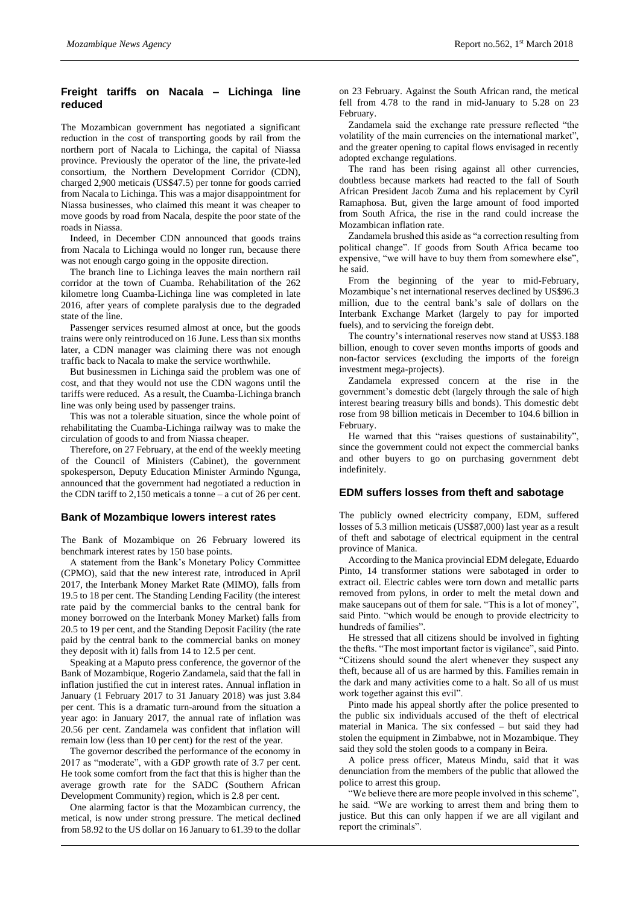## Freight tariffs on Nacala – Lichinga line reduced

The Mozambican government has negotiated a significant reduction in the cost of transporting goods by rail from the northern port of Nacala to Lichinga, the capital of Niassa province. Previously the operator of the line, the private-led consortium, the Northern Development Corridor (CDN), charged 2,900 meticais (US$47.5) per tonne for goods carried from Nacala to Lichinga. This was a major disappointment for Niassa businesses, who claimed this meant it was cheaper to move goods by road from Nacala, despite the poor state of the roads in Niassa.

Indeed, in December CDN announced that goods trains from Nacala to Lichinga would no longer run, because there was not enough cargo going in the opposite direction.

The branch line to Lichinga leaves the main northern rail corridor at the town of Cuamba. Rehabilitation of the 262 kilometre long Cuamba-Lichinga line was completed in late 2016, after years of complete paralysis due to the degraded state of the line.

Passenger services resumed almost at once, but the goods trains were only reintroduced on 16 June. Less than six months later, a CDN manager was claiming there was not enough traffic back to Nacala to make the service worthwhile.

But businessmen in Lichinga said the problem was one of cost, and that they would not use the CDN wagons until the tariffs were reduced. As a result, the Cuamba-Lichinga branch line was only being used by passenger trains.

This was not a tolerable situation, since the whole point of rehabilitating the Cuamba-Lichinga railway was to make the circulation of goods to and from Niassa cheaper.

Therefore, on 27 February, at the end of the weekly meeting of the Council of Ministers (Cabinet), the government spokesperson, Deputy Education Minister Armindo Ngunga, announced that the government had negotiated a reduction in the CDN tariff to 2,150 meticais a tonne – a cut of 26 per cent.

## Bank of Mozambique lowers interest rates

The Bank of Mozambique on 26 February lowered its benchmark interest rates by 150 base points.

A statement from the Bank's Monetary Policy Committee (CPMO), said that the new interest rate, introduced in April 2017, the Interbank Money Market Rate (MIMO), falls from 19.5 to 18 per cent. The Standing Lending Facility (the interest rate paid by the commercial banks to the central bank for money borrowed on the Interbank Money Market) falls from 20.5 to 19 per cent, and the Standing Deposit Facility (the rate paid by the central bank to the commercial banks on money they deposit with it) falls from 14 to 12.5 per cent.

Speaking at a Maputo press conference, the governor of the Bank of Mozambique, Rogerio Zandamela, said that the fall in inflation justified the cut in interest rates. Annual inflation in January (1 February 2017 to 31 January 2018) was just 3.84 per cent. This is a dramatic turn-around from the situation a year ago: in January 2017, the annual rate of inflation was 20.56 per cent. Zandamela was confident that inflation will remain low (less than 10 per cent) for the rest of the year.

The governor described the performance of the economy in 2017 as "moderate", with a GDP growth rate of 3.7 per cent. He took some comfort from the fact that this is higher than the average growth rate for the SADC (Southern African Development Community) region, which is 2.8 per cent.

One alarming factor is that the Mozambican currency, the metical, is now under strong pressure. The metical declined from 58.92 to the US dollar on 16 January to 61.39 to the dollar on 23 February. Against the South African rand, the metical fell from 4.78 to the rand in mid-January to 5.28 on 23 February.

Zandamela said the exchange rate pressure reflected "the volatility of the main currencies on the international market", and the greater opening to capital flows envisaged in recently adopted exchange regulations.

The rand has been rising against all other currencies, doubtless because markets had reacted to the fall of South African President Jacob Zuma and his replacement by Cyril Ramaphosa. But, given the large amount of food imported from South Africa, the rise in the rand could increase the Mozambican inflation rate.

Zandamela brushed this aside as "a correction resulting from political change". If goods from South Africa became too expensive, "we will have to buy them from somewhere else", he said.

From the beginning of the year to mid-February, Mozambique's net international reserves declined by US$96.3 million, due to the central bank's sale of dollars on the Interbank Exchange Market (largely to pay for imported fuels), and to servicing the foreign debt.

The country's international reserves now stand at US$3.188 billion, enough to cover seven months imports of goods and non-factor services (excluding the imports of the foreign investment mega-projects).

Zandamela expressed concern at the rise in the government's domestic debt (largely through the sale of high interest bearing treasury bills and bonds). This domestic debt rose from 98 billion meticais in December to 104.6 billion in February.

He warned that this "raises questions of sustainability", since the government could not expect the commercial banks and other buyers to go on purchasing government debt indefinitely.

## EDM suffers losses from theft and sabotage

The publicly owned electricity company, EDM, suffered losses of 5.3 million meticais (US$87,000) last year as a result of theft and sabotage of electrical equipment in the central province of Manica.

According to the Manica provincial EDM delegate, Eduardo Pinto, 14 transformer stations were sabotaged in order to extract oil. Electric cables were torn down and metallic parts removed from pylons, in order to melt the metal down and make saucepans out of them for sale. "This is a lot of money", said Pinto. "which would be enough to provide electricity to hundreds of families".

He stressed that all citizens should be involved in fighting the thefts. "The most important factor is vigilance", said Pinto. "Citizens should sound the alert whenever they suspect any theft, because all of us are harmed by this. Families remain in the dark and many activities come to a halt. So all of us must work together against this evil".

Pinto made his appeal shortly after the police presented to the public six individuals accused of the theft of electrical material in Manica. The six confessed – but said they had stolen the equipment in Zimbabwe, not in Mozambique. They said they sold the stolen goods to a company in Beira.

A police press officer, Mateus Mindu, said that it was denunciation from the members of the public that allowed the police to arrest this group.

"We believe there are more people involved in this scheme", he said. "We are working to arrest them and bring them to justice. But this can only happen if we are all vigilant and report the criminals".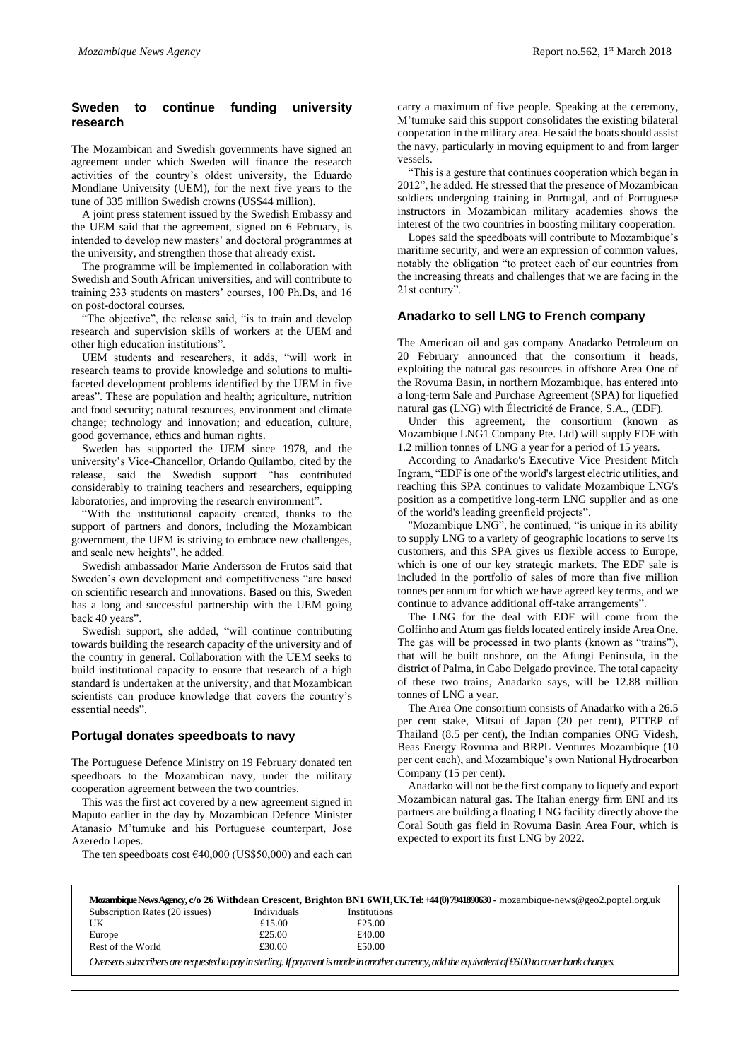## Sweden to continue funding university research

The Mozambican and Swedish governments have signed an agreement under which Sweden will finance the research activities of the country's oldest university, the Eduardo Mondlane University (UEM), for the next five years to the tune of 335 million Swedish crowns (US$44 million).

A joint press statement issued by the Swedish Embassy and the UEM said that the agreement, signed on 6 February, is intended to develop new masters' and doctoral programmes at the university, and strengthen those that already exist.

The programme will be implemented in collaboration with Swedish and South African universities, and will contribute to training 233 students on masters' courses, 100 Ph.Ds, and 16 on post-doctoral courses.

"The objective", the release said, "is to train and develop research and supervision skills of workers at the UEM and other high education institutions".

UEM students and researchers, it adds, "will work in research teams to provide knowledge and solutions to multi-faceted development problems identified by the UEM in five areas". These are population and health; agriculture, nutrition and food security; natural resources, environment and climate change; technology and innovation; and education, culture, good governance, ethics and human rights.

Sweden has supported the UEM since 1978, and the university's Vice-Chancellor, Orlando Quilambo, cited by the release, said the Swedish support "has contributed considerably to training teachers and researchers, equipping laboratories, and improving the research environment".

"With the institutional capacity created, thanks to the support of partners and donors, including the Mozambican government, the UEM is striving to embrace new challenges, and scale new heights", he added.

Swedish ambassador Marie Andersson de Frutos said that Sweden's own development and competitiveness "are based on scientific research and innovations. Based on this, Sweden has a long and successful partnership with the UEM going back 40 years".

Swedish support, she added, "will continue contributing towards building the research capacity of the university and of the country in general. Collaboration with the UEM seeks to build institutional capacity to ensure that research of a high standard is undertaken at the university, and that Mozambican scientists can produce knowledge that covers the country's essential needs".

## Portugal donates speedboats to navy

The Portuguese Defence Ministry on 19 February donated ten speedboats to the Mozambican navy, under the military cooperation agreement between the two countries.

This was the first act covered by a new agreement signed in Maputo earlier in the day by Mozambican Defence Minister Atanasio M'tumuke and his Portuguese counterpart, Jose Azeredo Lopes.

The ten speedboats cost €40,000 (US$50,000) and each can carry a maximum of five people. Speaking at the ceremony, M'tumuke said this support consolidates the existing bilateral cooperation in the military area. He said the boats should assist the navy, particularly in moving equipment to and from larger vessels.

"This is a gesture that continues cooperation which began in 2012", he added. He stressed that the presence of Mozambican soldiers undergoing training in Portugal, and of Portuguese instructors in Mozambican military academies shows the interest of the two countries in boosting military cooperation.

Lopes said the speedboats will contribute to Mozambique's maritime security, and were an expression of common values, notably the obligation "to protect each of our countries from the increasing threats and challenges that we are facing in the 21st century".

## Anadarko to sell LNG to French company

The American oil and gas company Anadarko Petroleum on 20 February announced that the consortium it heads, exploiting the natural gas resources in offshore Area One of the Rovuma Basin, in northern Mozambique, has entered into a long-term Sale and Purchase Agreement (SPA) for liquefied natural gas (LNG) with Électricité de France, S.A., (EDF).

Under this agreement, the consortium (known as Mozambique LNG1 Company Pte. Ltd) will supply EDF with 1.2 million tonnes of LNG a year for a period of 15 years.

According to Anadarko's Executive Vice President Mitch Ingram, "EDF is one of the world's largest electric utilities, and reaching this SPA continues to validate Mozambique LNG's position as a competitive long-term LNG supplier and as one of the world's leading greenfield projects".

"Mozambique LNG", he continued, "is unique in its ability to supply LNG to a variety of geographic locations to serve its customers, and this SPA gives us flexible access to Europe, which is one of our key strategic markets. The EDF sale is included in the portfolio of sales of more than five million tonnes per annum for which we have agreed key terms, and we continue to advance additional off-take arrangements".

The LNG for the deal with EDF will come from the Golfinho and Atum gas fields located entirely inside Area One. The gas will be processed in two plants (known as "trains"), that will be built onshore, on the Afungi Peninsula, in the district of Palma, in Cabo Delgado province. The total capacity of these two trains, Anadarko says, will be 12.88 million tonnes of LNG a year.

The Area One consortium consists of Anadarko with a 26.5 per cent stake, Mitsui of Japan (20 per cent), PTTEP of Thailand (8.5 per cent), the Indian companies ONG Videsh, Beas Energy Rovuma and BRPL Ventures Mozambique (10 per cent each), and Mozambique's own National Hydrocarbon Company (15 per cent).

Anadarko will not be the first company to liquefy and export Mozambican natural gas. The Italian energy firm ENI and its partners are building a floating LNG facility directly above the Coral South gas field in Rovuma Basin Area Four, which is expected to export its first LNG by 2022.

---

**Mozambique News Agency, c/o 26 Withdean Crescent, Brighton BN1 6WH, UK. Tel: +44 (0) 7941890630** - mozambique-news@geo2.poptel.org.uk

| Subscription Rates (20 issues) | Individuals | Institutions |
|---|---|---|
| UK | £15.00 | £25.00 |
| Europe | £25.00 | £40.00 |
| Rest of the World | £30.00 | £50.00 |

*Overseas subscribers are requested to pay in sterling. If payment is made in another currency, add the equivalent of £6.00 to cover bank charges.*